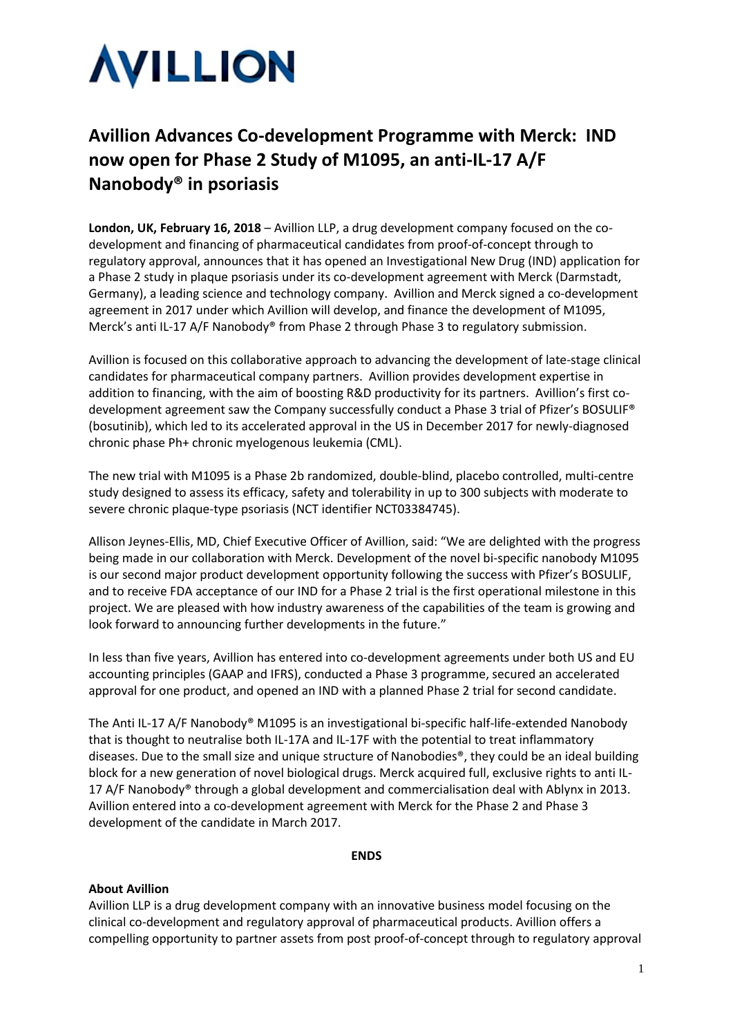# AVILLION

## Avillion Advances Co-development Programme with Merck: IND now open for Phase 2 Study of M1095, an anti-IL-17 A/F Nanobody® in psoriasis

**London, UK, February 16, 2018** – Avillion LLP, a drug development company focused on the co-development and financing of pharmaceutical candidates from proof-of-concept through to regulatory approval, announces that it has opened an Investigational New Drug (IND) application for a Phase 2 study in plaque psoriasis under its co-development agreement with Merck (Darmstadt, Germany), a leading science and technology company. Avillion and Merck signed a co-development agreement in 2017 under which Avillion will develop, and finance the development of M1095, Merck's anti IL-17 A/F Nanobody® from Phase 2 through Phase 3 to regulatory submission.

Avillion is focused on this collaborative approach to advancing the development of late-stage clinical candidates for pharmaceutical company partners. Avillion provides development expertise in addition to financing, with the aim of boosting R&D productivity for its partners. Avillion's first co-development agreement saw the Company successfully conduct a Phase 3 trial of Pfizer's BOSULIF® (bosutinib), which led to its accelerated approval in the US in December 2017 for newly-diagnosed chronic phase Ph+ chronic myelogenous leukemia (CML).

The new trial with M1095 is a Phase 2b randomized, double-blind, placebo controlled, multi-centre study designed to assess its efficacy, safety and tolerability in up to 300 subjects with moderate to severe chronic plaque-type psoriasis (NCT identifier NCT03384745).

Allison Jeynes-Ellis, MD, Chief Executive Officer of Avillion, said: "We are delighted with the progress being made in our collaboration with Merck. Development of the novel bi-specific nanobody M1095 is our second major product development opportunity following the success with Pfizer's BOSULIF, and to receive FDA acceptance of our IND for a Phase 2 trial is the first operational milestone in this project. We are pleased with how industry awareness of the capabilities of the team is growing and look forward to announcing further developments in the future."

In less than five years, Avillion has entered into co-development agreements under both US and EU accounting principles (GAAP and IFRS), conducted a Phase 3 programme, secured an accelerated approval for one product, and opened an IND with a planned Phase 2 trial for second candidate.

The Anti IL-17 A/F Nanobody® M1095 is an investigational bi-specific half-life-extended Nanobody that is thought to neutralise both IL-17A and IL-17F with the potential to treat inflammatory diseases. Due to the small size and unique structure of Nanobodies®, they could be an ideal building block for a new generation of novel biological drugs. Merck acquired full, exclusive rights to anti IL-17 A/F Nanobody® through a global development and commercialisation deal with Ablynx in 2013. Avillion entered into a co-development agreement with Merck for the Phase 2 and Phase 3 development of the candidate in March 2017.

**ENDS**

**About Avillion**

Avillion LLP is a drug development company with an innovative business model focusing on the clinical co-development and regulatory approval of pharmaceutical products. Avillion offers a compelling opportunity to partner assets from post proof-of-concept through to regulatory approval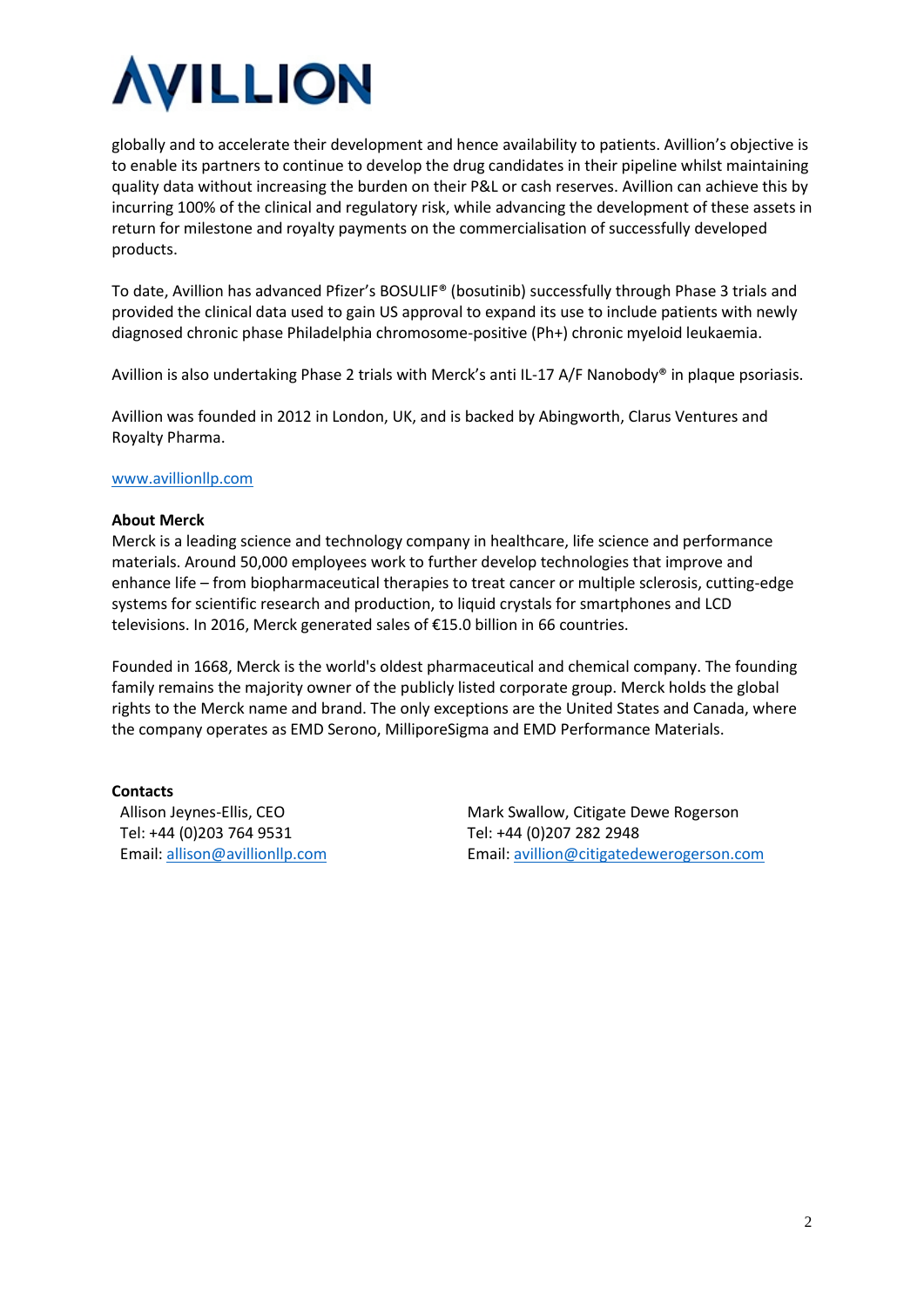globally and to accelerate their development and hence availability to patients. Avillion's objective is to enable its partners to continue to develop the drug candidates in their pipeline whilst maintaining quality data without increasing the burden on their P&L or cash reserves. Avillion can achieve this by incurring 100% of the clinical and regulatory risk, while advancing the development of these assets in return for milestone and royalty payments on the commercialisation of successfully developed products.

To date, Avillion has advanced Pfizer's BOSULIF® (bosutinib) successfully through Phase 3 trials and provided the clinical data used to gain US approval to expand its use to include patients with newly diagnosed chronic phase Philadelphia chromosome-positive (Ph+) chronic myeloid leukaemia.

Avillion is also undertaking Phase 2 trials with Merck's anti IL-17 A/F Nanobody® in plaque psoriasis.

Avillion was founded in 2012 in London, UK, and is backed by Abingworth, Clarus Ventures and Royalty Pharma.

www.avillionllp.com

**About Merck**
Merck is a leading science and technology company in healthcare, life science and performance materials. Around 50,000 employees work to further develop technologies that improve and enhance life – from biopharmaceutical therapies to treat cancer or multiple sclerosis, cutting-edge systems for scientific research and production, to liquid crystals for smartphones and LCD televisions. In 2016, Merck generated sales of €15.0 billion in 66 countries.

Founded in 1668, Merck is the world's oldest pharmaceutical and chemical company. The founding family remains the majority owner of the publicly listed corporate group. Merck holds the global rights to the Merck name and brand. The only exceptions are the United States and Canada, where the company operates as EMD Serono, MilliporeSigma and EMD Performance Materials.

**Contacts**

Allison Jeynes-Ellis, CEO
Tel: +44 (0)203 764 9531
Email: allison@avillionllp.com

Mark Swallow, Citigate Dewe Rogerson
Tel: +44 (0)207 282 2948
Email: avillion@citigatedewerogerson.com